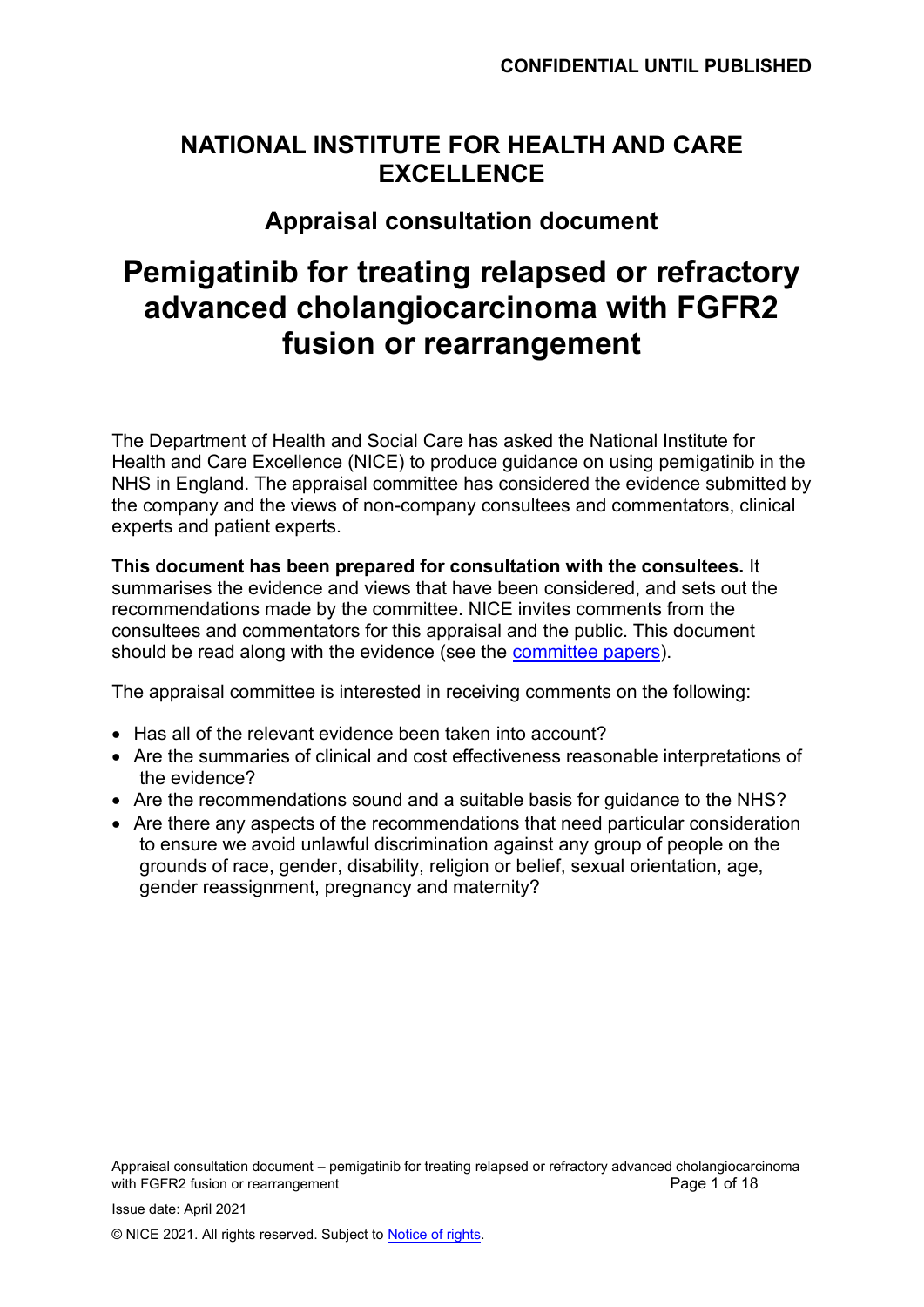**CONFIDENTIAL UNTIL PUBLISHED**

# NATIONAL INSTITUTE FOR HEALTH AND CARE EXCELLENCE

## Appraisal consultation document

# Pemigatinib for treating relapsed or refractory advanced cholangiocarcinoma with FGFR2 fusion or rearrangement

The Department of Health and Social Care has asked the National Institute for Health and Care Excellence (NICE) to produce guidance on using pemigatinib in the NHS in England. The appraisal committee has considered the evidence submitted by the company and the views of non-company consultees and commentators, clinical experts and patient experts.

**This document has been prepared for consultation with the consultees.** It summarises the evidence and views that have been considered, and sets out the recommendations made by the committee. NICE invites comments from the consultees and commentators for this appraisal and the public. This document should be read along with the evidence (see the committee papers).

The appraisal committee is interested in receiving comments on the following:

- Has all of the relevant evidence been taken into account?
- Are the summaries of clinical and cost effectiveness reasonable interpretations of the evidence?
- Are the recommendations sound and a suitable basis for guidance to the NHS?
- Are there any aspects of the recommendations that need particular consideration to ensure we avoid unlawful discrimination against any group of people on the grounds of race, gender, disability, religion or belief, sexual orientation, age, gender reassignment, pregnancy and maternity?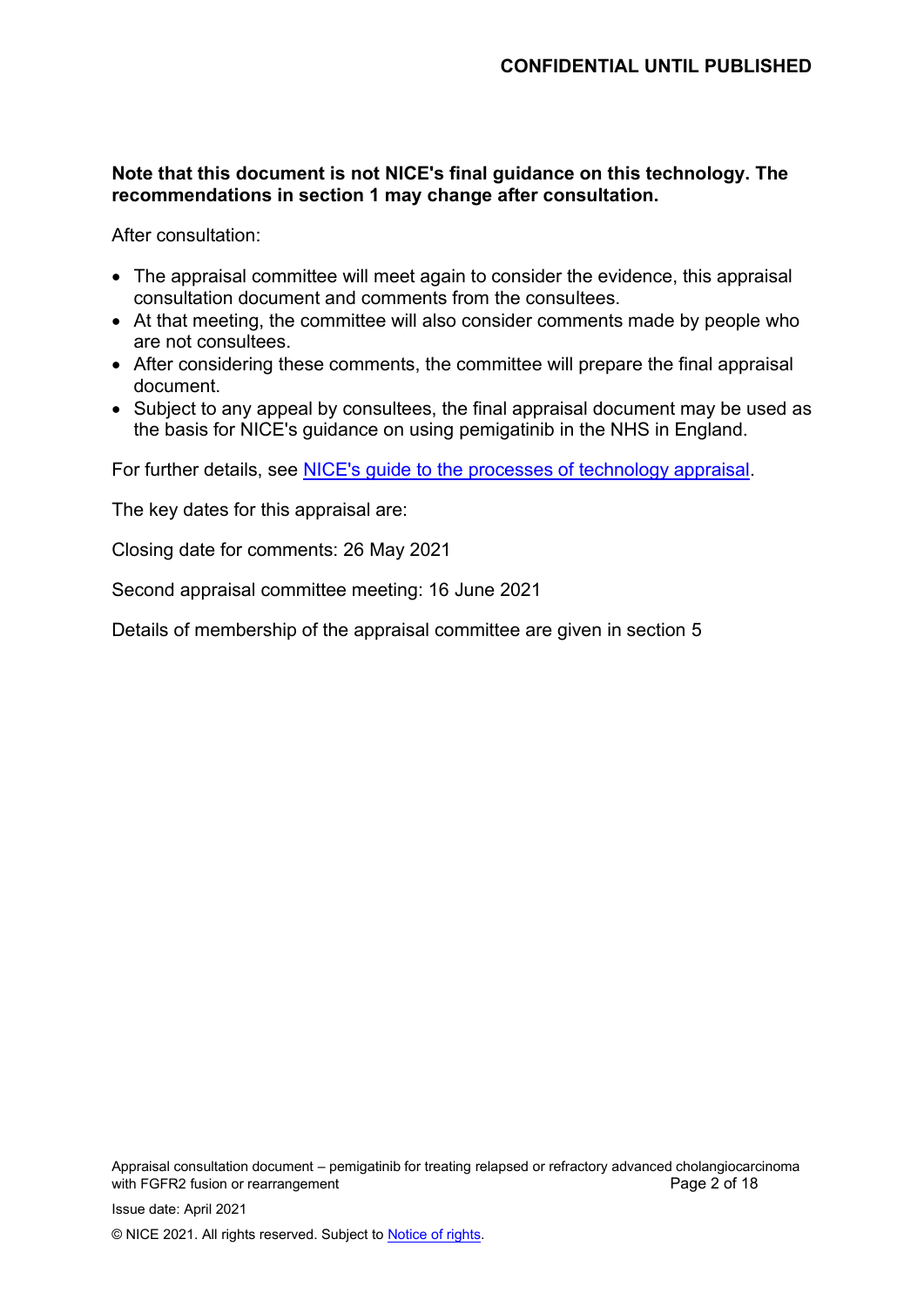**Note that this document is not NICE's final guidance on this technology. The recommendations in section 1 may change after consultation.**

After consultation:

- The appraisal committee will meet again to consider the evidence, this appraisal consultation document and comments from the consultees.
- At that meeting, the committee will also consider comments made by people who are not consultees.
- After considering these comments, the committee will prepare the final appraisal document.
- Subject to any appeal by consultees, the final appraisal document may be used as the basis for NICE's guidance on using pemigatinib in the NHS in England.

For further details, see [NICE's guide to the processes of technology appraisal](#).

The key dates for this appraisal are:

Closing date for comments: 26 May 2021

Second appraisal committee meeting: 16 June 2021

Details of membership of the appraisal committee are given in section 5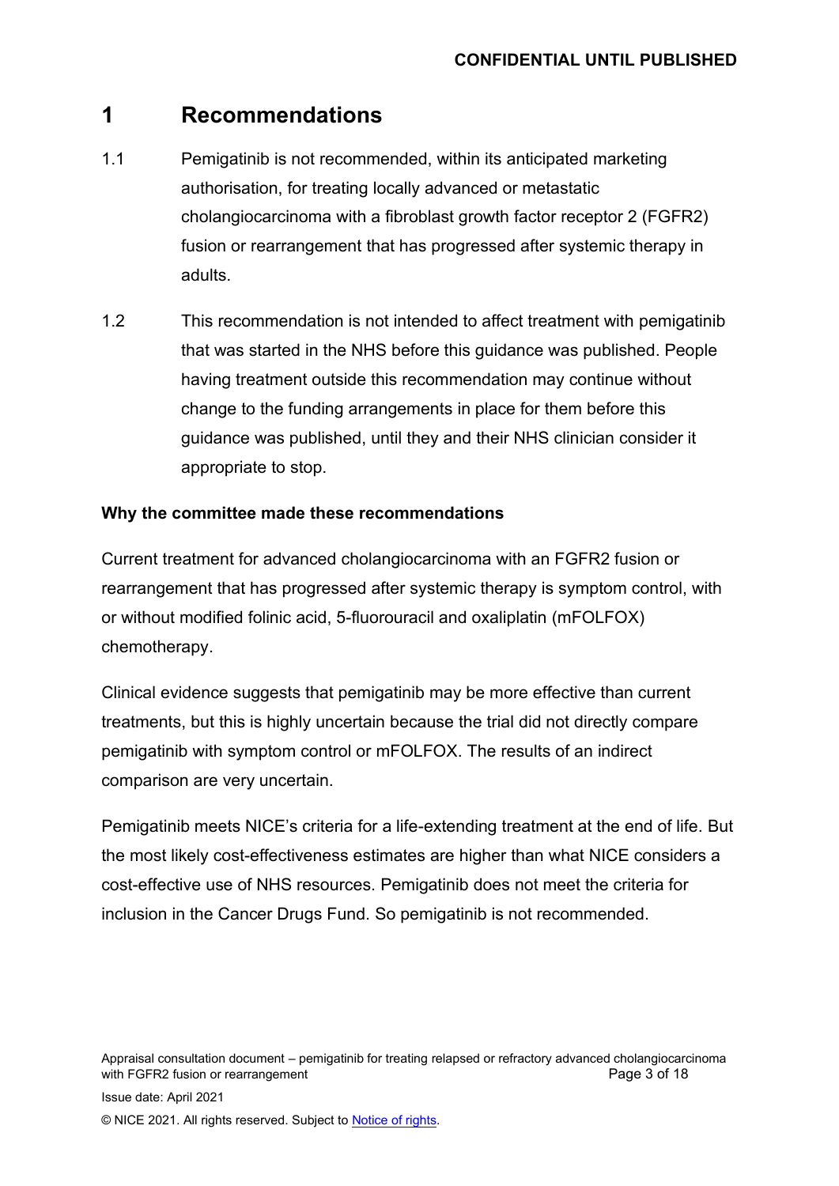# 1 Recommendations

1.1 Pemigatinib is not recommended, within its anticipated marketing authorisation, for treating locally advanced or metastatic cholangiocarcinoma with a fibroblast growth factor receptor 2 (FGFR2) fusion or rearrangement that has progressed after systemic therapy in adults.

1.2 This recommendation is not intended to affect treatment with pemigatinib that was started in the NHS before this guidance was published. People having treatment outside this recommendation may continue without change to the funding arrangements in place for them before this guidance was published, until they and their NHS clinician consider it appropriate to stop.

**Why the committee made these recommendations**

Current treatment for advanced cholangiocarcinoma with an FGFR2 fusion or rearrangement that has progressed after systemic therapy is symptom control, with or without modified folinic acid, 5-fluorouracil and oxaliplatin (mFOLFOX) chemotherapy.

Clinical evidence suggests that pemigatinib may be more effective than current treatments, but this is highly uncertain because the trial did not directly compare pemigatinib with symptom control or mFOLFOX. The results of an indirect comparison are very uncertain.

Pemigatinib meets NICE's criteria for a life-extending treatment at the end of life. But the most likely cost-effectiveness estimates are higher than what NICE considers a cost-effective use of NHS resources. Pemigatinib does not meet the criteria for inclusion in the Cancer Drugs Fund. So pemigatinib is not recommended.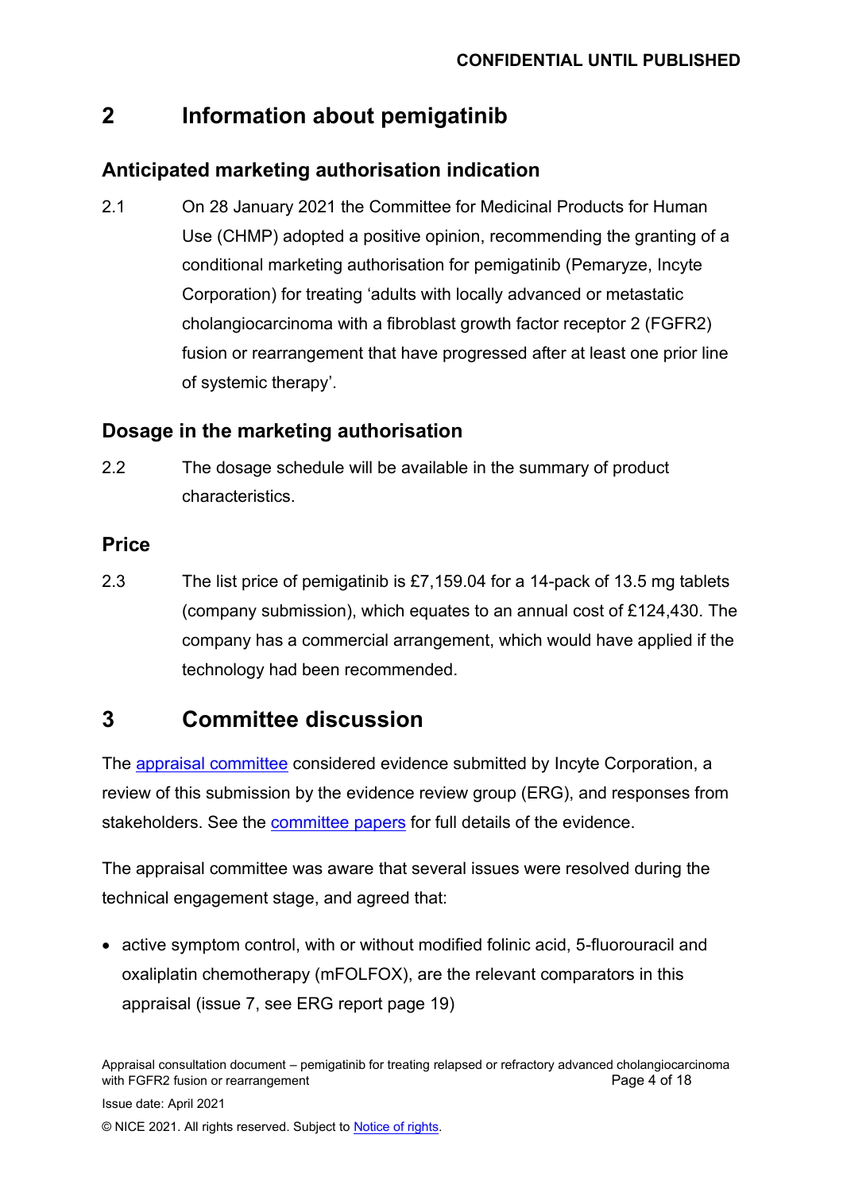## 2 Information about pemigatinib

### Anticipated marketing authorisation indication

2.1 On 28 January 2021 the Committee for Medicinal Products for Human Use (CHMP) adopted a positive opinion, recommending the granting of a conditional marketing authorisation for pemigatinib (Pemaryze, Incyte Corporation) for treating 'adults with locally advanced or metastatic cholangiocarcinoma with a fibroblast growth factor receptor 2 (FGFR2) fusion or rearrangement that have progressed after at least one prior line of systemic therapy'.

### Dosage in the marketing authorisation

2.2 The dosage schedule will be available in the summary of product characteristics.

### Price

2.3 The list price of pemigatinib is £7,159.04 for a 14-pack of 13.5 mg tablets (company submission), which equates to an annual cost of £124,430. The company has a commercial arrangement, which would have applied if the technology had been recommended.

## 3 Committee discussion

The appraisal committee considered evidence submitted by Incyte Corporation, a review of this submission by the evidence review group (ERG), and responses from stakeholders. See the committee papers for full details of the evidence.

The appraisal committee was aware that several issues were resolved during the technical engagement stage, and agreed that:

- active symptom control, with or without modified folinic acid, 5-fluorouracil and oxaliplatin chemotherapy (mFOLFOX), are the relevant comparators in this appraisal (issue 7, see ERG report page 19)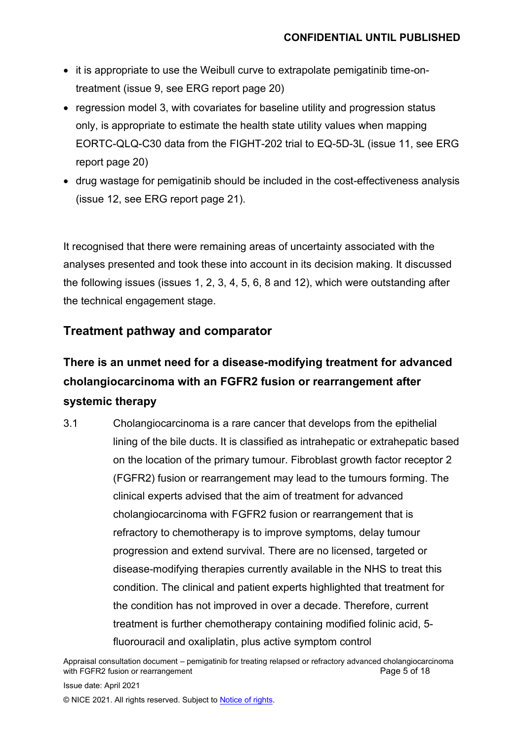- it is appropriate to use the Weibull curve to extrapolate pemigatinib time-on-treatment (issue 9, see ERG report page 20)
- regression model 3, with covariates for baseline utility and progression status only, is appropriate to estimate the health state utility values when mapping EORTC-QLQ-C30 data from the FIGHT-202 trial to EQ-5D-3L (issue 11, see ERG report page 20)
- drug wastage for pemigatinib should be included in the cost-effectiveness analysis (issue 12, see ERG report page 21).

It recognised that there were remaining areas of uncertainty associated with the analyses presented and took these into account in its decision making. It discussed the following issues (issues 1, 2, 3, 4, 5, 6, 8 and 12), which were outstanding after the technical engagement stage.

## Treatment pathway and comparator

### There is an unmet need for a disease-modifying treatment for advanced cholangiocarcinoma with an FGFR2 fusion or rearrangement after systemic therapy

3.1 Cholangiocarcinoma is a rare cancer that develops from the epithelial lining of the bile ducts. It is classified as intrahepatic or extrahepatic based on the location of the primary tumour. Fibroblast growth factor receptor 2 (FGFR2) fusion or rearrangement may lead to the tumours forming. The clinical experts advised that the aim of treatment for advanced cholangiocarcinoma with FGFR2 fusion or rearrangement that is refractory to chemotherapy is to improve symptoms, delay tumour progression and extend survival. There are no licensed, targeted or disease-modifying therapies currently available in the NHS to treat this condition. The clinical and patient experts highlighted that treatment for the condition has not improved in over a decade. Therefore, current treatment is further chemotherapy containing modified folinic acid, 5-fluorouracil and oxaliplatin, plus active symptom control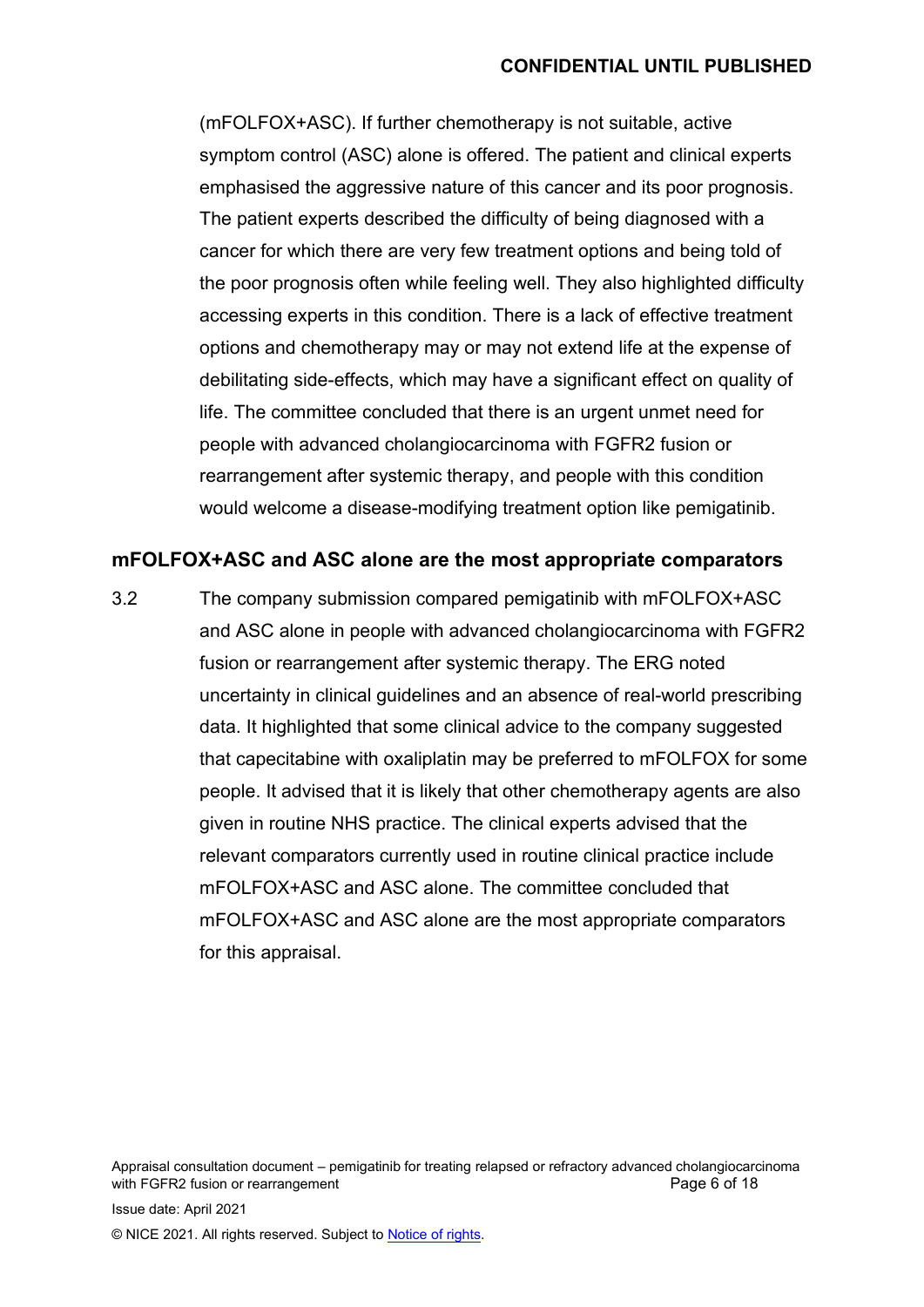(mFOLFOX+ASC). If further chemotherapy is not suitable, active symptom control (ASC) alone is offered. The patient and clinical experts emphasised the aggressive nature of this cancer and its poor prognosis. The patient experts described the difficulty of being diagnosed with a cancer for which there are very few treatment options and being told of the poor prognosis often while feeling well. They also highlighted difficulty accessing experts in this condition. There is a lack of effective treatment options and chemotherapy may or may not extend life at the expense of debilitating side-effects, which may have a significant effect on quality of life. The committee concluded that there is an urgent unmet need for people with advanced cholangiocarcinoma with FGFR2 fusion or rearrangement after systemic therapy, and people with this condition would welcome a disease-modifying treatment option like pemigatinib.

### mFOLFOX+ASC and ASC alone are the most appropriate comparators

3.2 The company submission compared pemigatinib with mFOLFOX+ASC and ASC alone in people with advanced cholangiocarcinoma with FGFR2 fusion or rearrangement after systemic therapy. The ERG noted uncertainty in clinical guidelines and an absence of real-world prescribing data. It highlighted that some clinical advice to the company suggested that capecitabine with oxaliplatin may be preferred to mFOLFOX for some people. It advised that it is likely that other chemotherapy agents are also given in routine NHS practice. The clinical experts advised that the relevant comparators currently used in routine clinical practice include mFOLFOX+ASC and ASC alone. The committee concluded that mFOLFOX+ASC and ASC alone are the most appropriate comparators for this appraisal.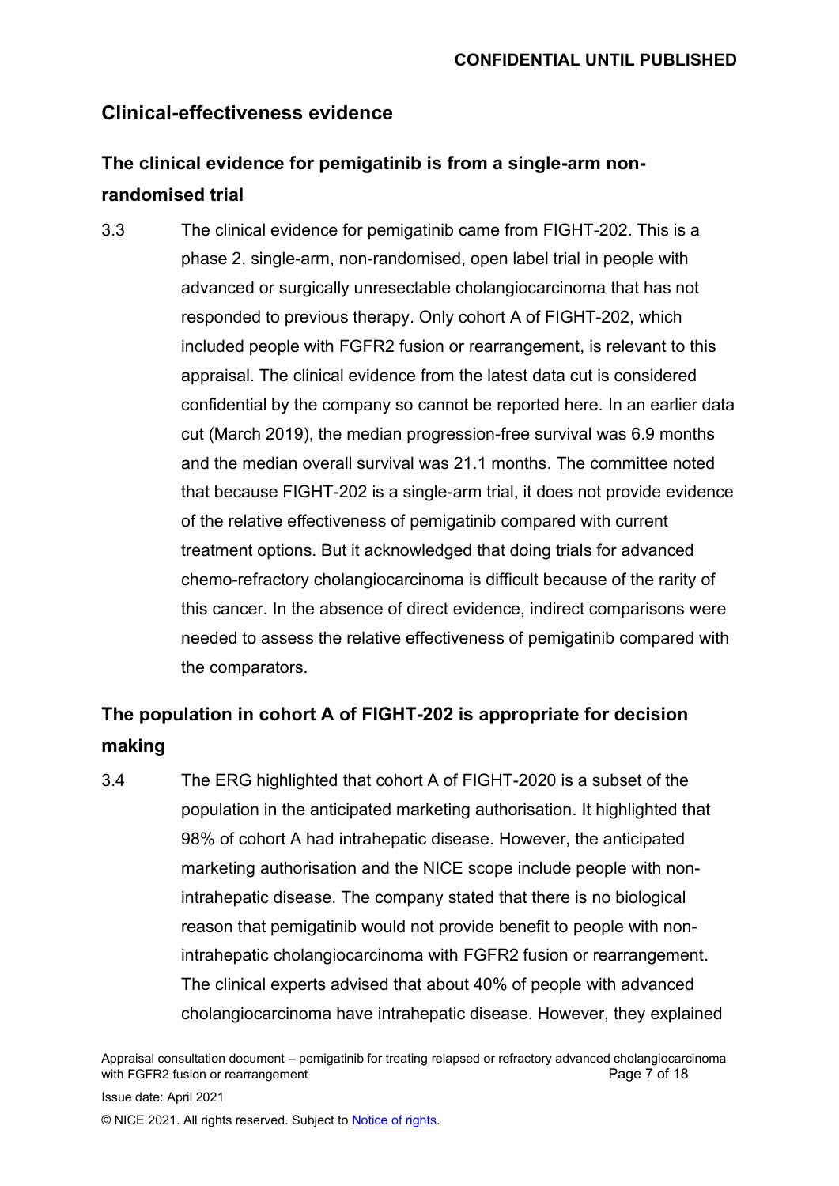## Clinical-effectiveness evidence

### The clinical evidence for pemigatinib is from a single-arm non-randomised trial

3.3 The clinical evidence for pemigatinib came from FIGHT-202. This is a phase 2, single-arm, non-randomised, open label trial in people with advanced or surgically unresectable cholangiocarcinoma that has not responded to previous therapy. Only cohort A of FIGHT-202, which included people with FGFR2 fusion or rearrangement, is relevant to this appraisal. The clinical evidence from the latest data cut is considered confidential by the company so cannot be reported here. In an earlier data cut (March 2019), the median progression-free survival was 6.9 months and the median overall survival was 21.1 months. The committee noted that because FIGHT-202 is a single-arm trial, it does not provide evidence of the relative effectiveness of pemigatinib compared with current treatment options. But it acknowledged that doing trials for advanced chemo-refractory cholangiocarcinoma is difficult because of the rarity of this cancer. In the absence of direct evidence, indirect comparisons were needed to assess the relative effectiveness of pemigatinib compared with the comparators.

### The population in cohort A of FIGHT-202 is appropriate for decision making

3.4 The ERG highlighted that cohort A of FIGHT-2020 is a subset of the population in the anticipated marketing authorisation. It highlighted that 98% of cohort A had intrahepatic disease. However, the anticipated marketing authorisation and the NICE scope include people with non-intrahepatic disease. The company stated that there is no biological reason that pemigatinib would not provide benefit to people with non-intrahepatic cholangiocarcinoma with FGFR2 fusion or rearrangement. The clinical experts advised that about 40% of people with advanced cholangiocarcinoma have intrahepatic disease. However, they explained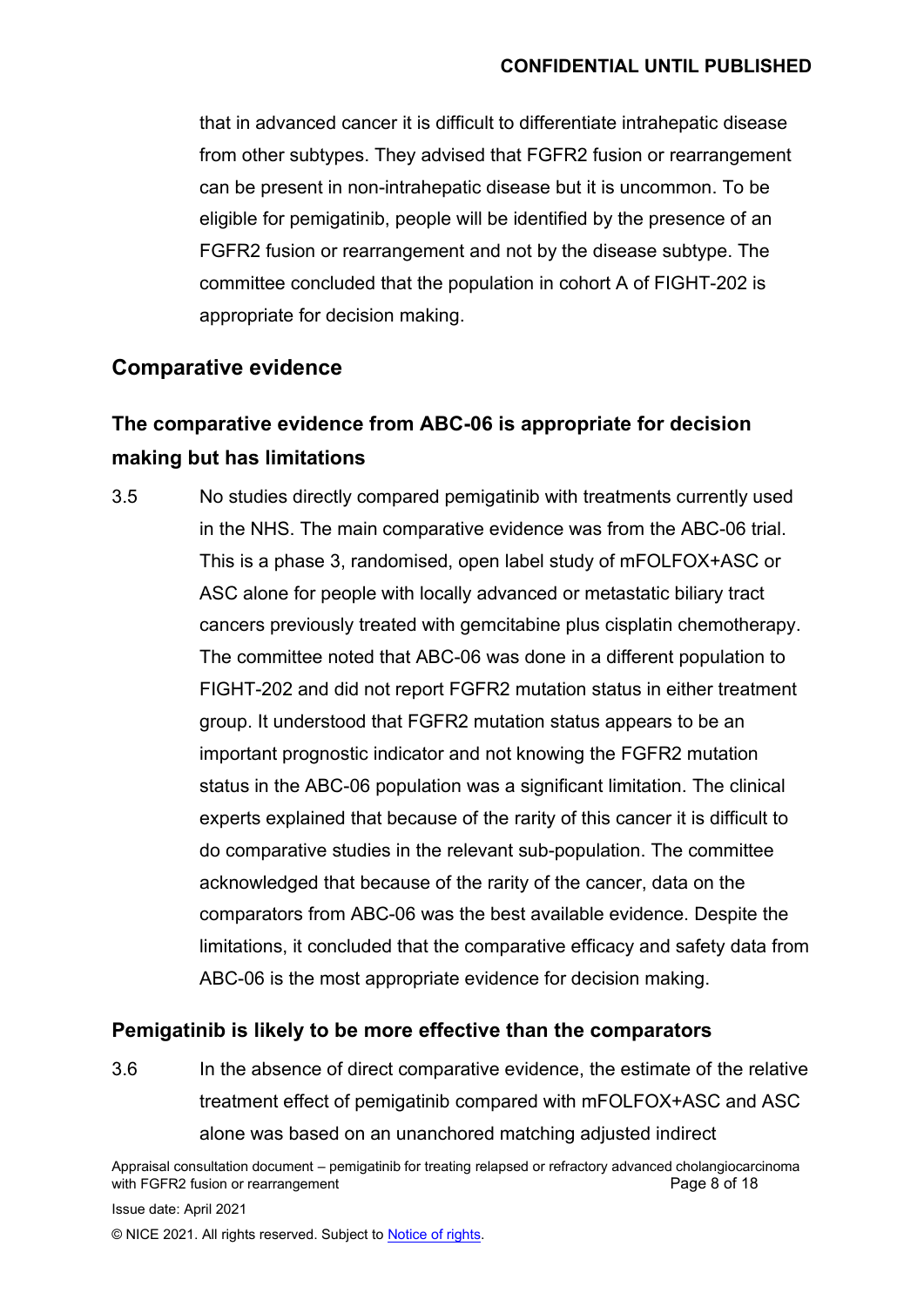that in advanced cancer it is difficult to differentiate intrahepatic disease from other subtypes. They advised that FGFR2 fusion or rearrangement can be present in non-intrahepatic disease but it is uncommon. To be eligible for pemigatinib, people will be identified by the presence of an FGFR2 fusion or rearrangement and not by the disease subtype. The committee concluded that the population in cohort A of FIGHT-202 is appropriate for decision making.

## Comparative evidence

### The comparative evidence from ABC-06 is appropriate for decision making but has limitations

3.5 No studies directly compared pemigatinib with treatments currently used in the NHS. The main comparative evidence was from the ABC-06 trial. This is a phase 3, randomised, open label study of mFOLFOX+ASC or ASC alone for people with locally advanced or metastatic biliary tract cancers previously treated with gemcitabine plus cisplatin chemotherapy. The committee noted that ABC-06 was done in a different population to FIGHT-202 and did not report FGFR2 mutation status in either treatment group. It understood that FGFR2 mutation status appears to be an important prognostic indicator and not knowing the FGFR2 mutation status in the ABC-06 population was a significant limitation. The clinical experts explained that because of the rarity of this cancer it is difficult to do comparative studies in the relevant sub-population. The committee acknowledged that because of the rarity of the cancer, data on the comparators from ABC-06 was the best available evidence. Despite the limitations, it concluded that the comparative efficacy and safety data from ABC-06 is the most appropriate evidence for decision making.

### Pemigatinib is likely to be more effective than the comparators

3.6 In the absence of direct comparative evidence, the estimate of the relative treatment effect of pemigatinib compared with mFOLFOX+ASC and ASC alone was based on an unanchored matching adjusted indirect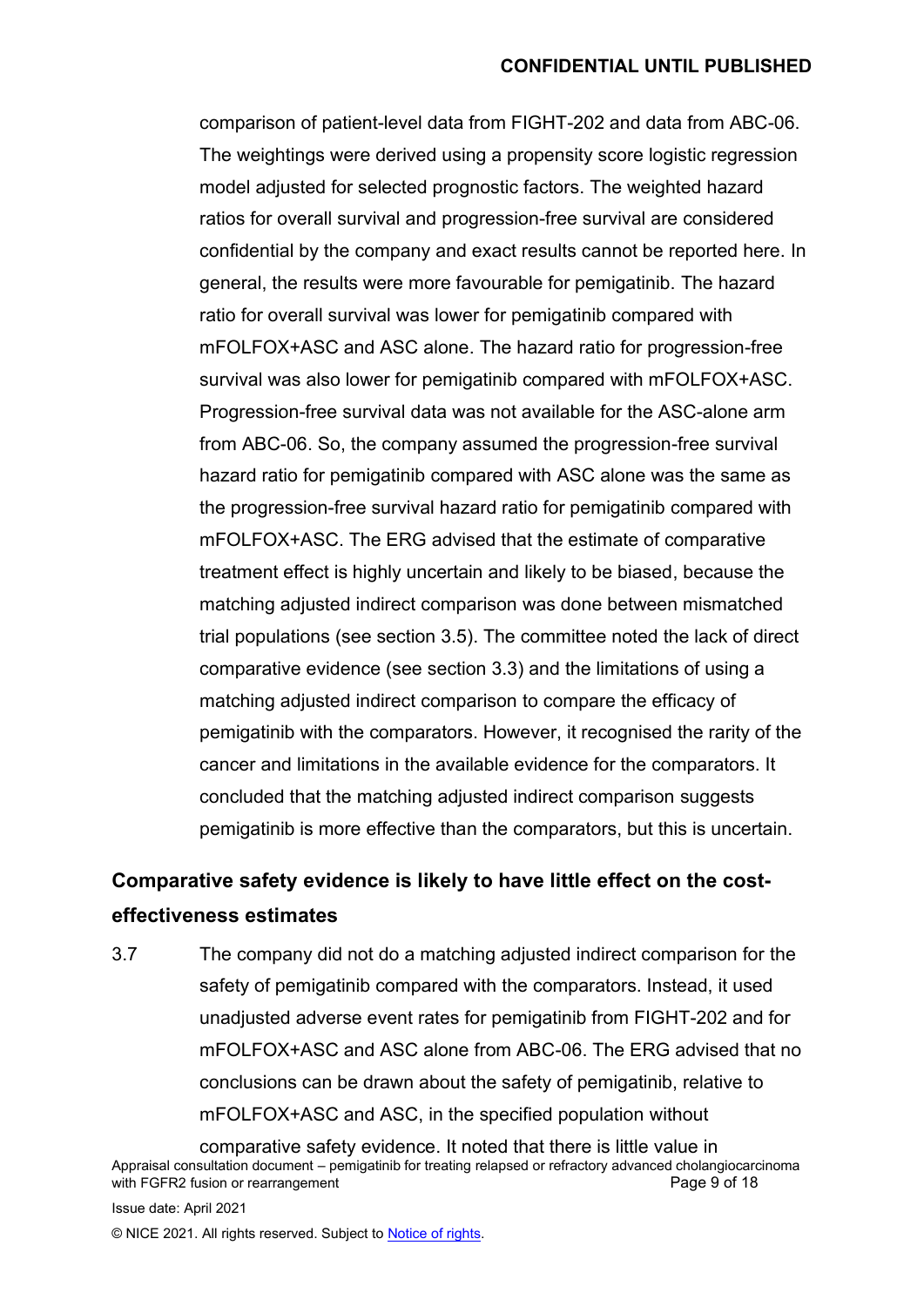comparison of patient-level data from FIGHT-202 and data from ABC-06. The weightings were derived using a propensity score logistic regression model adjusted for selected prognostic factors. The weighted hazard ratios for overall survival and progression-free survival are considered confidential by the company and exact results cannot be reported here. In general, the results were more favourable for pemigatinib. The hazard ratio for overall survival was lower for pemigatinib compared with mFOLFOX+ASC and ASC alone. The hazard ratio for progression-free survival was also lower for pemigatinib compared with mFOLFOX+ASC. Progression-free survival data was not available for the ASC-alone arm from ABC-06. So, the company assumed the progression-free survival hazard ratio for pemigatinib compared with ASC alone was the same as the progression-free survival hazard ratio for pemigatinib compared with mFOLFOX+ASC. The ERG advised that the estimate of comparative treatment effect is highly uncertain and likely to be biased, because the matching adjusted indirect comparison was done between mismatched trial populations (see section 3.5). The committee noted the lack of direct comparative evidence (see section 3.3) and the limitations of using a matching adjusted indirect comparison to compare the efficacy of pemigatinib with the comparators. However, it recognised the rarity of the cancer and limitations in the available evidence for the comparators. It concluded that the matching adjusted indirect comparison suggests pemigatinib is more effective than the comparators, but this is uncertain.

## Comparative safety evidence is likely to have little effect on the cost-effectiveness estimates

3.7 The company did not do a matching adjusted indirect comparison for the safety of pemigatinib compared with the comparators. Instead, it used unadjusted adverse event rates for pemigatinib from FIGHT-202 and for mFOLFOX+ASC and ASC alone from ABC-06. The ERG advised that no conclusions can be drawn about the safety of pemigatinib, relative to mFOLFOX+ASC and ASC, in the specified population without comparative safety evidence. It noted that there is little value in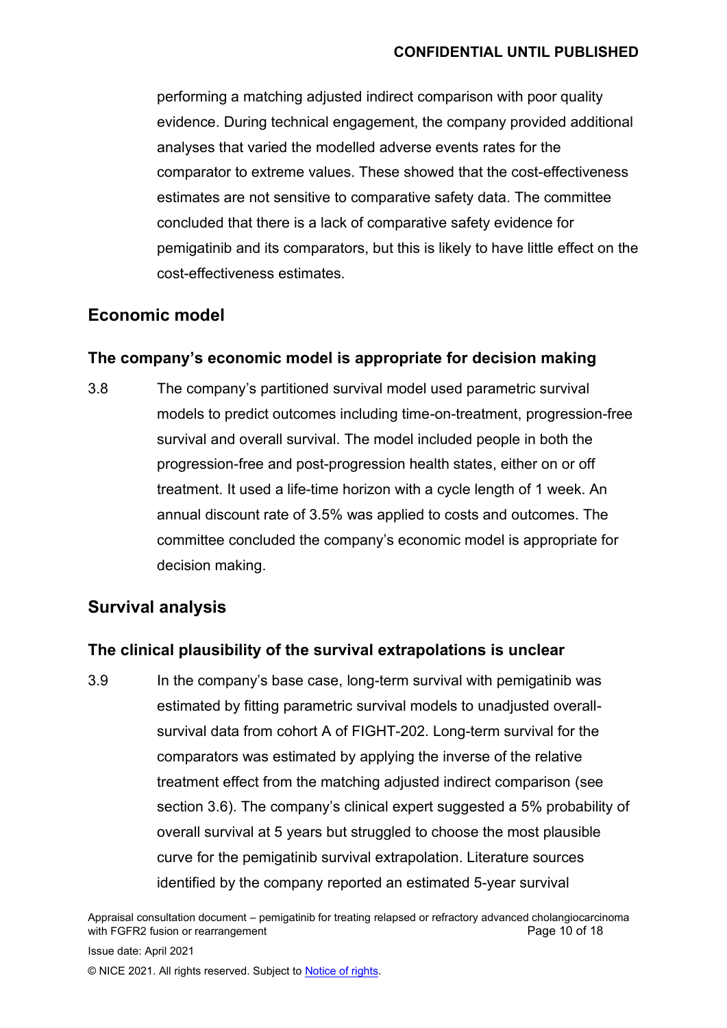performing a matching adjusted indirect comparison with poor quality evidence. During technical engagement, the company provided additional analyses that varied the modelled adverse events rates for the comparator to extreme values. These showed that the cost-effectiveness estimates are not sensitive to comparative safety data. The committee concluded that there is a lack of comparative safety evidence for pemigatinib and its comparators, but this is likely to have little effect on the cost-effectiveness estimates.

## Economic model

### The company's economic model is appropriate for decision making

3.8 The company's partitioned survival model used parametric survival models to predict outcomes including time-on-treatment, progression-free survival and overall survival. The model included people in both the progression-free and post-progression health states, either on or off treatment. It used a life-time horizon with a cycle length of 1 week. An annual discount rate of 3.5% was applied to costs and outcomes. The committee concluded the company's economic model is appropriate for decision making.

## Survival analysis

### The clinical plausibility of the survival extrapolations is unclear

3.9 In the company's base case, long-term survival with pemigatinib was estimated by fitting parametric survival models to unadjusted overall-survival data from cohort A of FIGHT-202. Long-term survival for the comparators was estimated by applying the inverse of the relative treatment effect from the matching adjusted indirect comparison (see section 3.6). The company's clinical expert suggested a 5% probability of overall survival at 5 years but struggled to choose the most plausible curve for the pemigatinib survival extrapolation. Literature sources identified by the company reported an estimated 5-year survival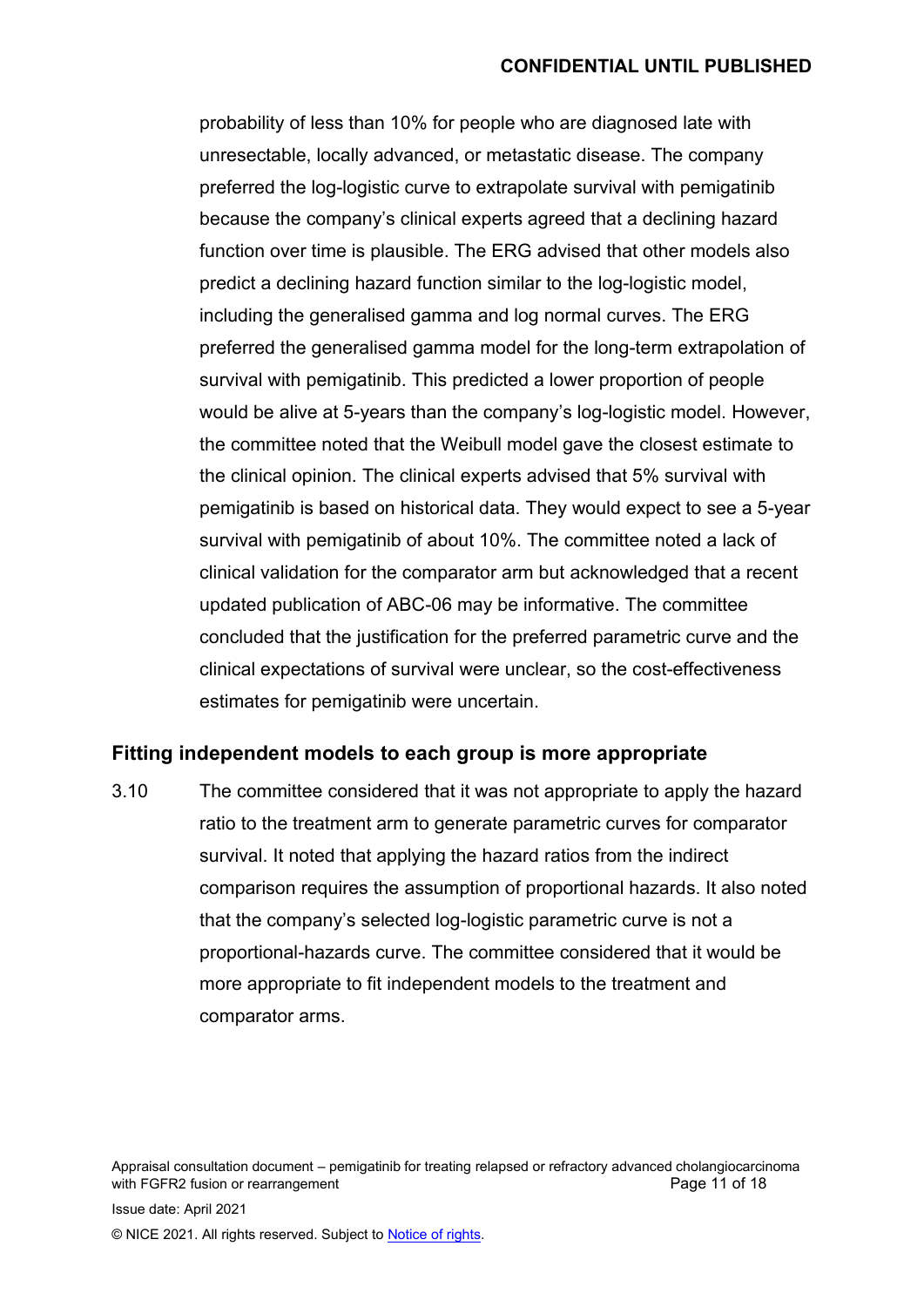probability of less than 10% for people who are diagnosed late with unresectable, locally advanced, or metastatic disease. The company preferred the log-logistic curve to extrapolate survival with pemigatinib because the company's clinical experts agreed that a declining hazard function over time is plausible. The ERG advised that other models also predict a declining hazard function similar to the log-logistic model, including the generalised gamma and log normal curves. The ERG preferred the generalised gamma model for the long-term extrapolation of survival with pemigatinib. This predicted a lower proportion of people would be alive at 5-years than the company's log-logistic model. However, the committee noted that the Weibull model gave the closest estimate to the clinical opinion. The clinical experts advised that 5% survival with pemigatinib is based on historical data. They would expect to see a 5-year survival with pemigatinib of about 10%. The committee noted a lack of clinical validation for the comparator arm but acknowledged that a recent updated publication of ABC-06 may be informative. The committee concluded that the justification for the preferred parametric curve and the clinical expectations of survival were unclear, so the cost-effectiveness estimates for pemigatinib were uncertain.

## Fitting independent models to each group is more appropriate

3.10 The committee considered that it was not appropriate to apply the hazard ratio to the treatment arm to generate parametric curves for comparator survival. It noted that applying the hazard ratios from the indirect comparison requires the assumption of proportional hazards. It also noted that the company's selected log-logistic parametric curve is not a proportional-hazards curve. The committee considered that it would be more appropriate to fit independent models to the treatment and comparator arms.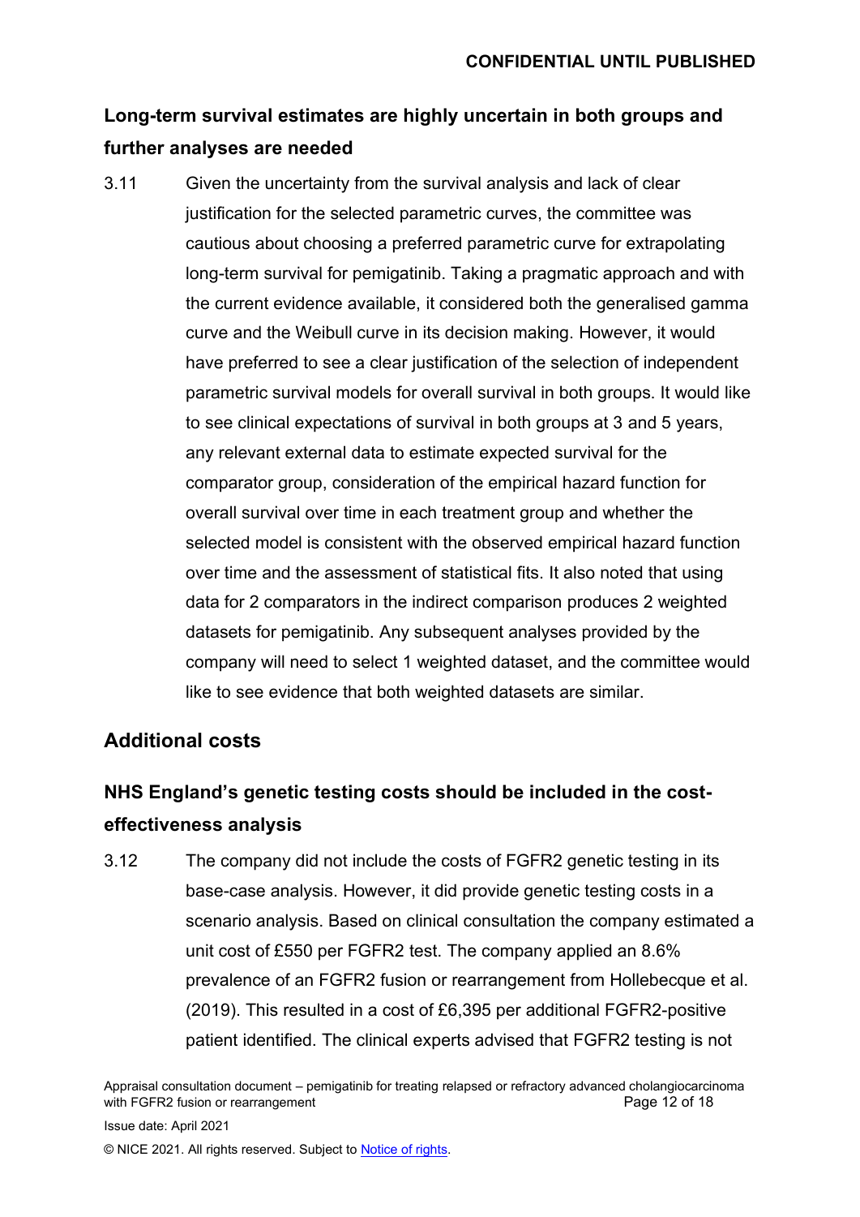### Long-term survival estimates are highly uncertain in both groups and further analyses are needed

3.11 Given the uncertainty from the survival analysis and lack of clear justification for the selected parametric curves, the committee was cautious about choosing a preferred parametric curve for extrapolating long-term survival for pemigatinib. Taking a pragmatic approach and with the current evidence available, it considered both the generalised gamma curve and the Weibull curve in its decision making. However, it would have preferred to see a clear justification of the selection of independent parametric survival models for overall survival in both groups. It would like to see clinical expectations of survival in both groups at 3 and 5 years, any relevant external data to estimate expected survival for the comparator group, consideration of the empirical hazard function for overall survival over time in each treatment group and whether the selected model is consistent with the observed empirical hazard function over time and the assessment of statistical fits. It also noted that using data for 2 comparators in the indirect comparison produces 2 weighted datasets for pemigatinib. Any subsequent analyses provided by the company will need to select 1 weighted dataset, and the committee would like to see evidence that both weighted datasets are similar.

## Additional costs

### NHS England's genetic testing costs should be included in the cost-effectiveness analysis

3.12 The company did not include the costs of FGFR2 genetic testing in its base-case analysis. However, it did provide genetic testing costs in a scenario analysis. Based on clinical consultation the company estimated a unit cost of £550 per FGFR2 test. The company applied an 8.6% prevalence of an FGFR2 fusion or rearrangement from Hollebecque et al. (2019). This resulted in a cost of £6,395 per additional FGFR2-positive patient identified. The clinical experts advised that FGFR2 testing is not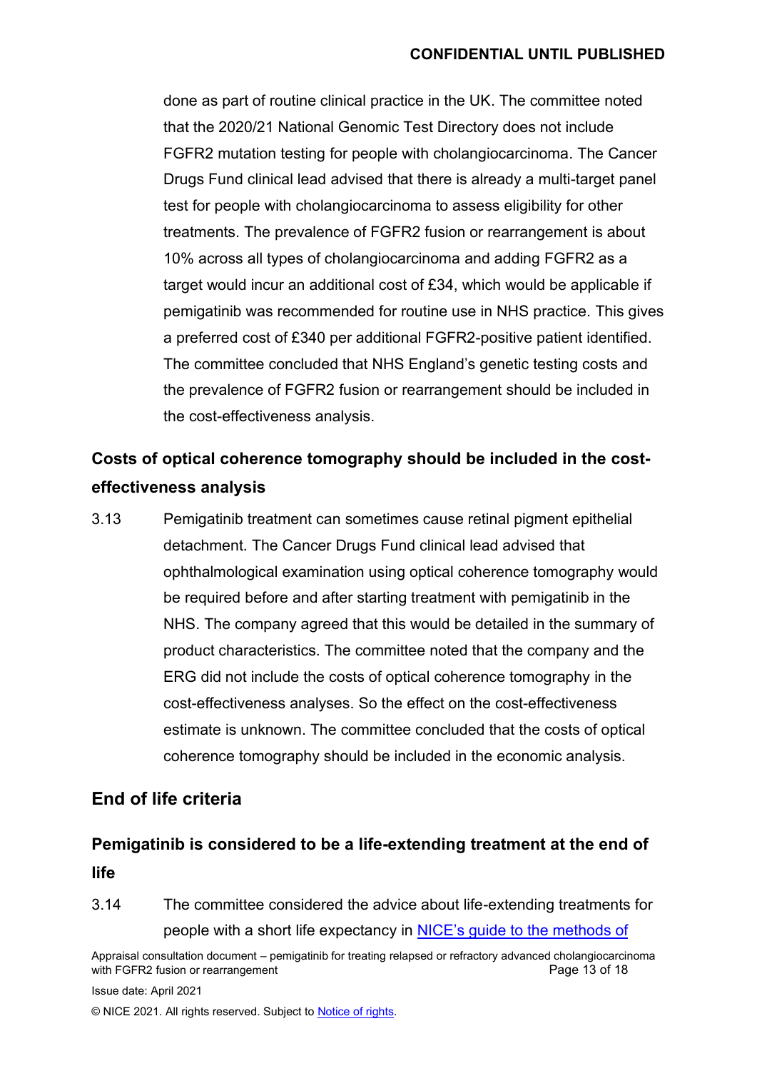done as part of routine clinical practice in the UK. The committee noted that the 2020/21 National Genomic Test Directory does not include FGFR2 mutation testing for people with cholangiocarcinoma. The Cancer Drugs Fund clinical lead advised that there is already a multi-target panel test for people with cholangiocarcinoma to assess eligibility for other treatments. The prevalence of FGFR2 fusion or rearrangement is about 10% across all types of cholangiocarcinoma and adding FGFR2 as a target would incur an additional cost of £34, which would be applicable if pemigatinib was recommended for routine use in NHS practice. This gives a preferred cost of £340 per additional FGFR2-positive patient identified. The committee concluded that NHS England's genetic testing costs and the prevalence of FGFR2 fusion or rearrangement should be included in the cost-effectiveness analysis.

### Costs of optical coherence tomography should be included in the cost-effectiveness analysis

3.13 Pemigatinib treatment can sometimes cause retinal pigment epithelial detachment. The Cancer Drugs Fund clinical lead advised that ophthalmological examination using optical coherence tomography would be required before and after starting treatment with pemigatinib in the NHS. The company agreed that this would be detailed in the summary of product characteristics. The committee noted that the company and the ERG did not include the costs of optical coherence tomography in the cost-effectiveness analyses. So the effect on the cost-effectiveness estimate is unknown. The committee concluded that the costs of optical coherence tomography should be included in the economic analysis.

## End of life criteria

### Pemigatinib is considered to be a life-extending treatment at the end of life

3.14 The committee considered the advice about life-extending treatments for people with a short life expectancy in [NICE's guide to the methods of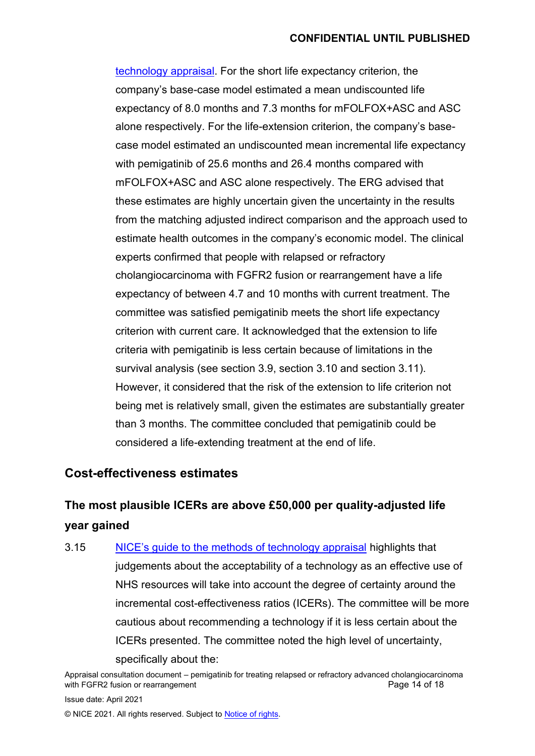technology appraisal. For the short life expectancy criterion, the company's base-case model estimated a mean undiscounted life expectancy of 8.0 months and 7.3 months for mFOLFOX+ASC and ASC alone respectively. For the life-extension criterion, the company's base-case model estimated an undiscounted mean incremental life expectancy with pemigatinib of 25.6 months and 26.4 months compared with mFOLFOX+ASC and ASC alone respectively. The ERG advised that these estimates are highly uncertain given the uncertainty in the results from the matching adjusted indirect comparison and the approach used to estimate health outcomes in the company's economic model. The clinical experts confirmed that people with relapsed or refractory cholangiocarcinoma with FGFR2 fusion or rearrangement have a life expectancy of between 4.7 and 10 months with current treatment. The committee was satisfied pemigatinib meets the short life expectancy criterion with current care. It acknowledged that the extension to life criteria with pemigatinib is less certain because of limitations in the survival analysis (see section 3.9, section 3.10 and section 3.11). However, it considered that the risk of the extension to life criterion not being met is relatively small, given the estimates are substantially greater than 3 months. The committee concluded that pemigatinib could be considered a life-extending treatment at the end of life.

## Cost-effectiveness estimates

### The most plausible ICERs are above £50,000 per quality-adjusted life year gained

3.15 NICE's guide to the methods of technology appraisal highlights that judgements about the acceptability of a technology as an effective use of NHS resources will take into account the degree of certainty around the incremental cost-effectiveness ratios (ICERs). The committee will be more cautious about recommending a technology if it is less certain about the ICERs presented. The committee noted the high level of uncertainty, specifically about the: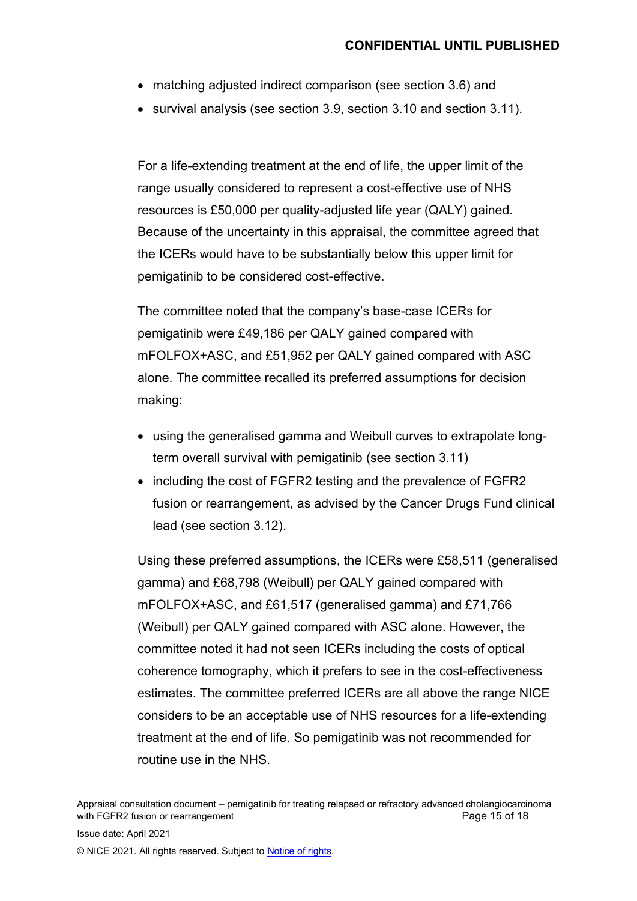- matching adjusted indirect comparison (see section 3.6) and
- survival analysis (see section 3.9, section 3.10 and section 3.11).

For a life-extending treatment at the end of life, the upper limit of the range usually considered to represent a cost-effective use of NHS resources is £50,000 per quality-adjusted life year (QALY) gained. Because of the uncertainty in this appraisal, the committee agreed that the ICERs would have to be substantially below this upper limit for pemigatinib to be considered cost-effective.

The committee noted that the company's base-case ICERs for pemigatinib were £49,186 per QALY gained compared with mFOLFOX+ASC, and £51,952 per QALY gained compared with ASC alone. The committee recalled its preferred assumptions for decision making:

- using the generalised gamma and Weibull curves to extrapolate long-term overall survival with pemigatinib (see section 3.11)
- including the cost of FGFR2 testing and the prevalence of FGFR2 fusion or rearrangement, as advised by the Cancer Drugs Fund clinical lead (see section 3.12).

Using these preferred assumptions, the ICERs were £58,511 (generalised gamma) and £68,798 (Weibull) per QALY gained compared with mFOLFOX+ASC, and £61,517 (generalised gamma) and £71,766 (Weibull) per QALY gained compared with ASC alone. However, the committee noted it had not seen ICERs including the costs of optical coherence tomography, which it prefers to see in the cost-effectiveness estimates. The committee preferred ICERs are all above the range NICE considers to be an acceptable use of NHS resources for a life-extending treatment at the end of life. So pemigatinib was not recommended for routine use in the NHS.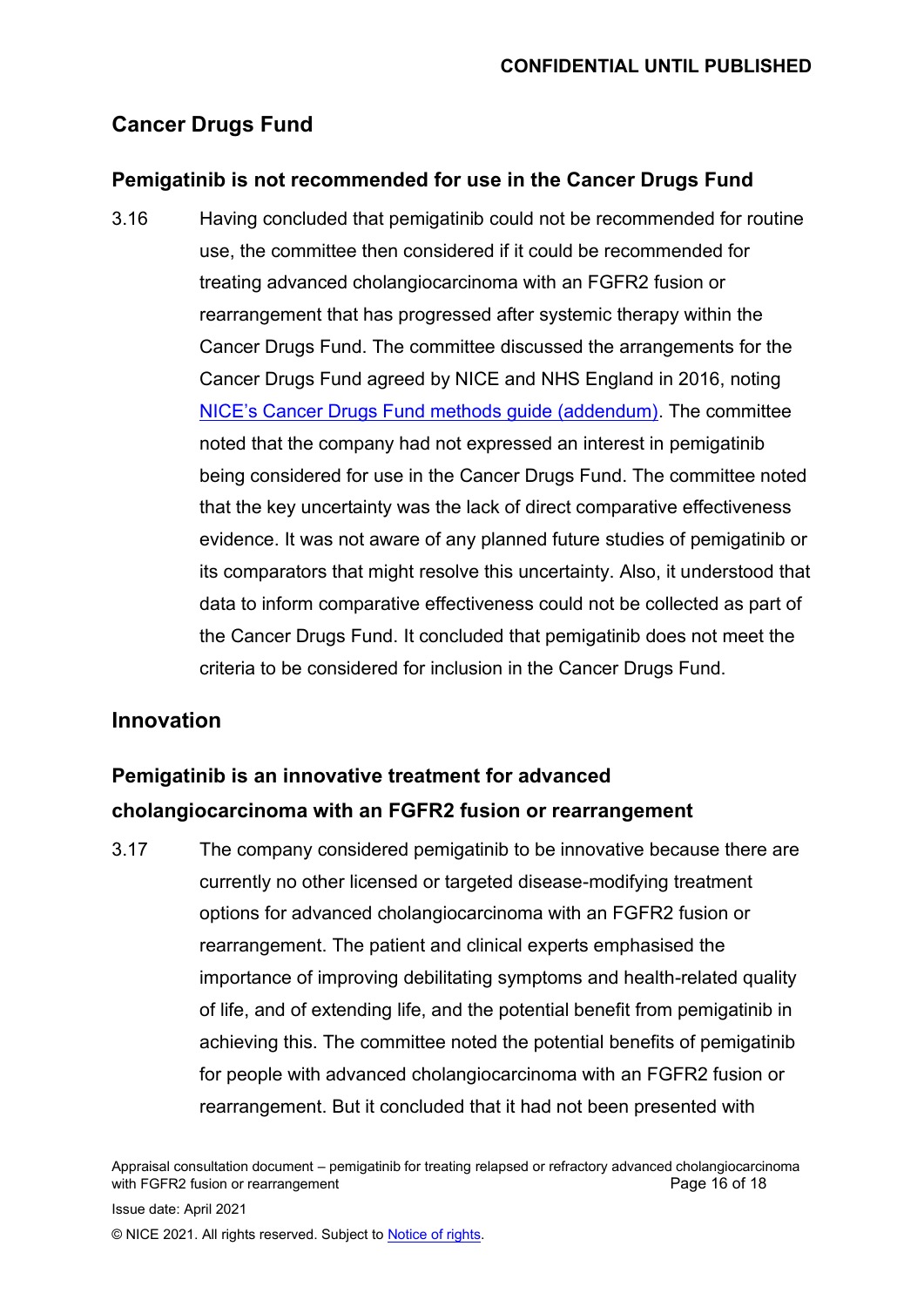## Cancer Drugs Fund

### Pemigatinib is not recommended for use in the Cancer Drugs Fund

3.16 Having concluded that pemigatinib could not be recommended for routine use, the committee then considered if it could be recommended for treating advanced cholangiocarcinoma with an FGFR2 fusion or rearrangement that has progressed after systemic therapy within the Cancer Drugs Fund. The committee discussed the arrangements for the Cancer Drugs Fund agreed by NICE and NHS England in 2016, noting NICE's Cancer Drugs Fund methods guide (addendum). The committee noted that the company had not expressed an interest in pemigatinib being considered for use in the Cancer Drugs Fund. The committee noted that the key uncertainty was the lack of direct comparative effectiveness evidence. It was not aware of any planned future studies of pemigatinib or its comparators that might resolve this uncertainty. Also, it understood that data to inform comparative effectiveness could not be collected as part of the Cancer Drugs Fund. It concluded that pemigatinib does not meet the criteria to be considered for inclusion in the Cancer Drugs Fund.

## Innovation

### Pemigatinib is an innovative treatment for advanced cholangiocarcinoma with an FGFR2 fusion or rearrangement

3.17 The company considered pemigatinib to be innovative because there are currently no other licensed or targeted disease-modifying treatment options for advanced cholangiocarcinoma with an FGFR2 fusion or rearrangement. The patient and clinical experts emphasised the importance of improving debilitating symptoms and health-related quality of life, and of extending life, and the potential benefit from pemigatinib in achieving this. The committee noted the potential benefits of pemigatinib for people with advanced cholangiocarcinoma with an FGFR2 fusion or rearrangement. But it concluded that it had not been presented with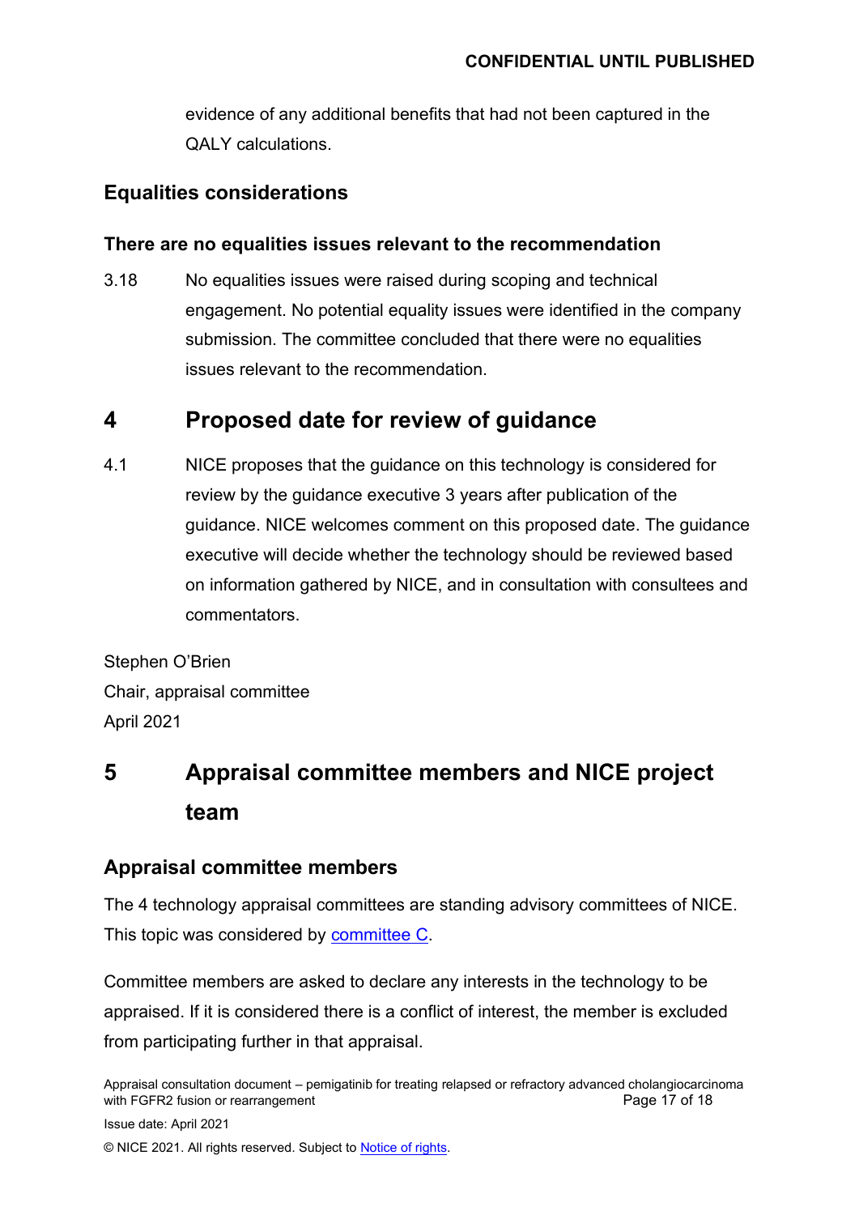evidence of any additional benefits that had not been captured in the QALY calculations.

## Equalities considerations

### There are no equalities issues relevant to the recommendation

3.18 No equalities issues were raised during scoping and technical engagement. No potential equality issues were identified in the company submission. The committee concluded that there were no equalities issues relevant to the recommendation.

# 4 Proposed date for review of guidance

4.1 NICE proposes that the guidance on this technology is considered for review by the guidance executive 3 years after publication of the guidance. NICE welcomes comment on this proposed date. The guidance executive will decide whether the technology should be reviewed based on information gathered by NICE, and in consultation with consultees and commentators.

Stephen O'Brien
Chair, appraisal committee
April 2021

# 5 Appraisal committee members and NICE project team

## Appraisal committee members

The 4 technology appraisal committees are standing advisory committees of NICE. This topic was considered by committee C.

Committee members are asked to declare any interests in the technology to be appraised. If it is considered there is a conflict of interest, the member is excluded from participating further in that appraisal.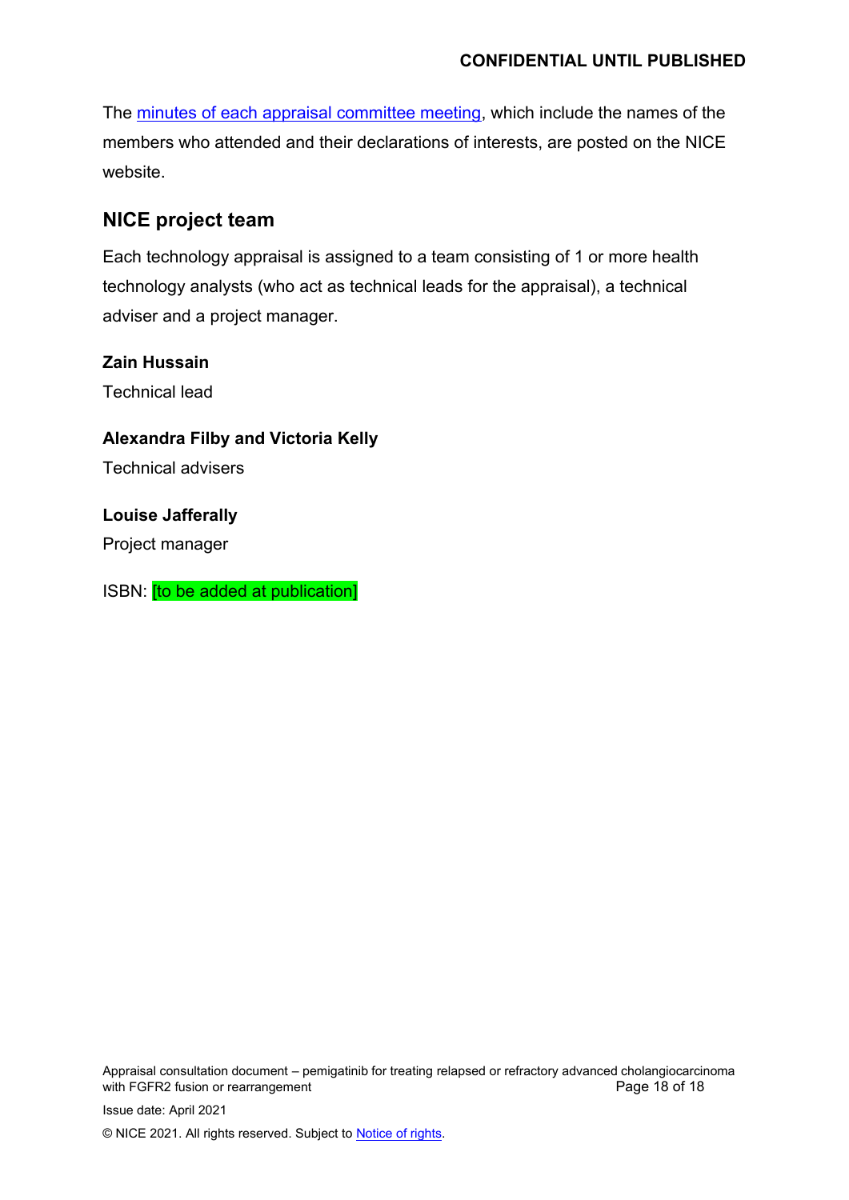The minutes of each appraisal committee meeting, which include the names of the members who attended and their declarations of interests, are posted on the NICE website.

## NICE project team

Each technology appraisal is assigned to a team consisting of 1 or more health technology analysts (who act as technical leads for the appraisal), a technical adviser and a project manager.

**Zain Hussain**

Technical lead

**Alexandra Filby and Victoria Kelly**

Technical advisers

**Louise Jafferally**

Project manager

ISBN: [to be added at publication]